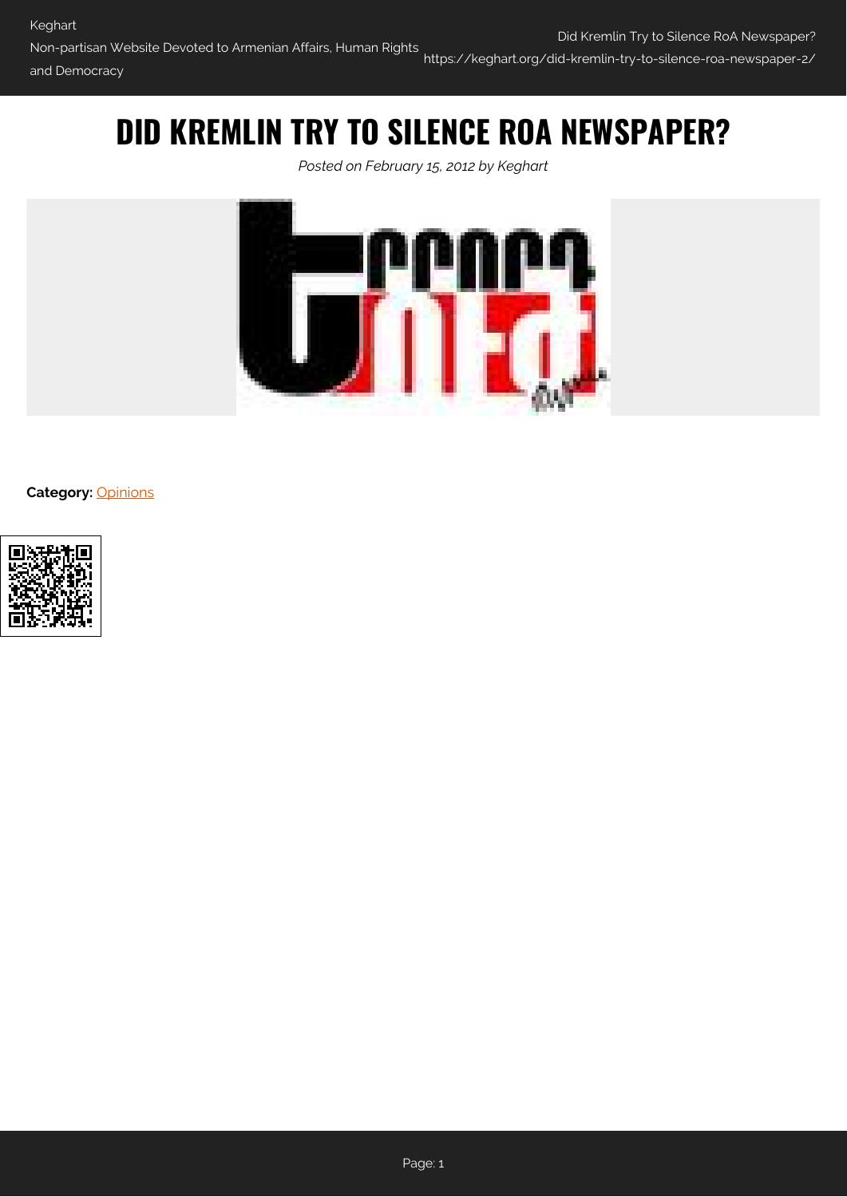# DID KREMLIN TRY TO SILENCE ROA NEWSPAPER?

*Posted on February 15, 2012 by Keghart*

**Category:** Opinions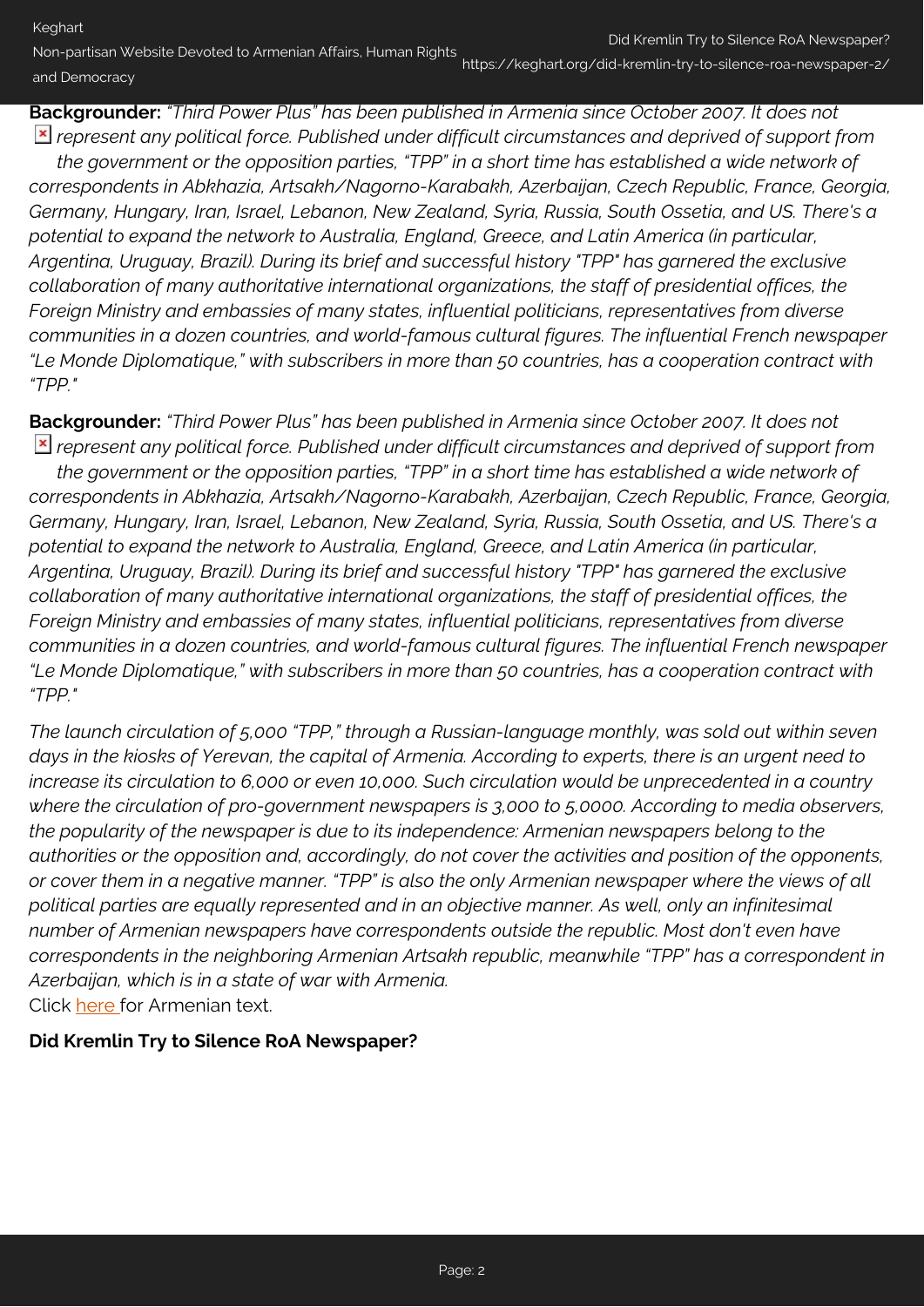**Backgrounder:** *"Third Power Plus" has been published in Armenia since October 2007. It does not represent any political force. Published under difficult circumstances and deprived of support from the government or the opposition parties, "TPP" in a short time has established a wide network of correspondents in Abkhazia, Artsakh/Nagorno-Karabakh, Azerbaijan, Czech Republic, France, Georgia, Germany, Hungary, Iran, Israel, Lebanon, New Zealand, Syria, Russia, South Ossetia, and US. There's a potential to expand the network to Australia, England, Greece, and Latin America (in particular, Argentina, Uruguay, Brazil). During its brief and successful history "TPP" has garnered the exclusive collaboration of many authoritative international organizations, the staff of presidential offices, the Foreign Ministry and embassies of many states, influential politicians, representatives from diverse communities in a dozen countries, and world-famous cultural figures. The influential French newspaper "Le Monde Diplomatique," with subscribers in more than 50 countries, has a cooperation contract with "TPP."*

**Backgrounder:** *"Third Power Plus" has been published in Armenia since October 2007. It does not represent any political force. Published under difficult circumstances and deprived of support from the government or the opposition parties, "TPP" in a short time has established a wide network of correspondents in Abkhazia, Artsakh/Nagorno-Karabakh, Azerbaijan, Czech Republic, France, Georgia, Germany, Hungary, Iran, Israel, Lebanon, New Zealand, Syria, Russia, South Ossetia, and US. There's a potential to expand the network to Australia, England, Greece, and Latin America (in particular, Argentina, Uruguay, Brazil). During its brief and successful history "TPP" has garnered the exclusive collaboration of many authoritative international organizations, the staff of presidential offices, the Foreign Ministry and embassies of many states, influential politicians, representatives from diverse communities in a dozen countries, and world-famous cultural figures. The influential French newspaper "Le Monde Diplomatique," with subscribers in more than 50 countries, has a cooperation contract with "TPP."*

*The launch circulation of 5,000 "TPP," through a Russian-language monthly, was sold out within seven days in the kiosks of Yerevan, the capital of Armenia. According to experts, there is an urgent need to increase its circulation to 6,000 or even 10,000. Such circulation would be unprecedented in a country where the circulation of pro-government newspapers is 3,000 to 5,0000. According to media observers, the popularity of the newspaper is due to its independence: Armenian newspapers belong to the authorities or the opposition and, accordingly, do not cover the activities and position of the opponents, or cover them in a negative manner. "TPP" is also the only Armenian newspaper where the views of all political parties are equally represented and in an objective manner. As well, only an infinitesimal number of Armenian newspapers have correspondents outside the republic. Most don't even have correspondents in the neighboring Armenian Artsakh republic, meanwhile "TPP" has a correspondent in Azerbaijan, which is in a state of war with Armenia.*

Click here for Armenian text.

**Did Kremlin Try to Silence RoA Newspaper?**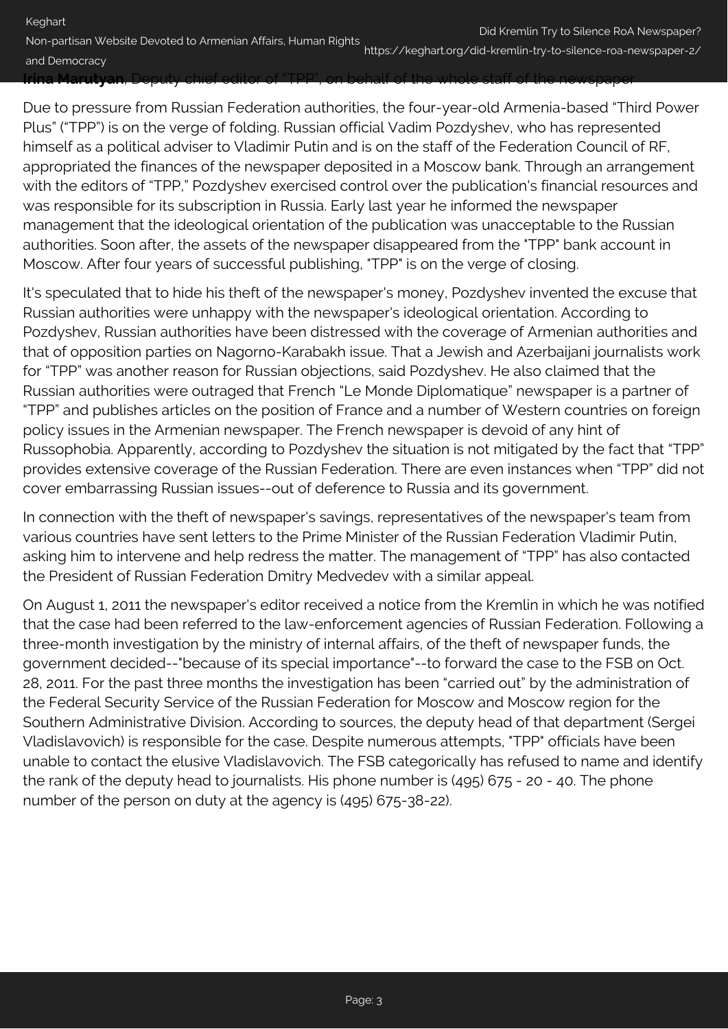**Irina Marutyan**, Deputy chief editor of "TPP", on behalf of the whole staff of the newspaper

Due to pressure from Russian Federation authorities, the four-year-old Armenia-based "Third Power Plus" ("TPP") is on the verge of folding. Russian official Vadim Pozdyshev, who has represented himself as a political adviser to Vladimir Putin and is on the staff of the Federation Council of RF, appropriated the finances of the newspaper deposited in a Moscow bank. Through an arrangement with the editors of "TPP," Pozdyshev exercised control over the publication's financial resources and was responsible for its subscription in Russia. Early last year he informed the newspaper management that the ideological orientation of the publication was unacceptable to the Russian authorities. Soon after, the assets of the newspaper disappeared from the "TPP" bank account in Moscow. After four years of successful publishing, "TPP" is on the verge of closing.

It's speculated that to hide his theft of the newspaper's money, Pozdyshev invented the excuse that Russian authorities were unhappy with the newspaper's ideological orientation. According to Pozdyshev, Russian authorities have been distressed with the coverage of Armenian authorities and that of opposition parties on Nagorno-Karabakh issue. That a Jewish and Azerbaijani journalists work for "TPP" was another reason for Russian objections, said Pozdyshev. He also claimed that the Russian authorities were outraged that French "Le Monde Diplomatique" newspaper is a partner of "TPP" and publishes articles on the position of France and a number of Western countries on foreign policy issues in the Armenian newspaper. The French newspaper is devoid of any hint of Russophobia. Apparently, according to Pozdyshev the situation is not mitigated by the fact that "TPP" provides extensive coverage of the Russian Federation. There are even instances when "TPP" did not cover embarrassing Russian issues--out of deference to Russia and its government.

In connection with the theft of newspaper's savings, representatives of the newspaper's team from various countries have sent letters to the Prime Minister of the Russian Federation Vladimir Putin, asking him to intervene and help redress the matter. The management of "TPP" has also contacted the President of Russian Federation Dmitry Medvedev with a similar appeal.

On August 1, 2011 the newspaper's editor received a notice from the Kremlin in which he was notified that the case had been referred to the law-enforcement agencies of Russian Federation. Following a three-month investigation by the ministry of internal affairs, of the theft of newspaper funds, the government decided--"because of its special importance"--to forward the case to the FSB on Oct. 28, 2011. For the past three months the investigation has been "carried out" by the administration of the Federal Security Service of the Russian Federation for Moscow and Moscow region for the Southern Administrative Division. According to sources, the deputy head of that department (Sergei Vladislavovich) is responsible for the case. Despite numerous attempts, "TPP" officials have been unable to contact the elusive Vladislavovich. The FSB categorically has refused to name and identify the rank of the deputy head to journalists. His phone number is (495) 675 - 20 - 40. The phone number of the person on duty at the agency is (495) 675-38-22).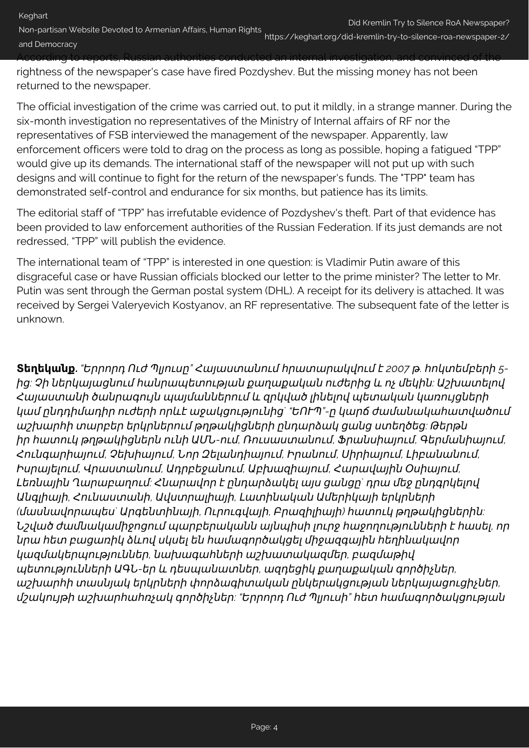According to reports, Russian authorities conducted an internal investigation, and convinced of the rightness of the newspaper's case have fired Pozdyshev. But the missing money has not been returned to the newspaper.

The official investigation of the crime was carried out, to put it mildly, in a strange manner. During the six-month investigation no representatives of the Ministry of Internal affairs of RF nor the representatives of FSB interviewed the management of the newspaper. Apparently, law enforcement officers were told to drag on the process as long as possible, hoping a fatigued "TPP" would give up its demands. The international staff of the newspaper will not put up with such designs and will continue to fight for the return of the newspaper's funds. The "TPP" team has demonstrated self-control and endurance for six months, but patience has its limits.

The editorial staff of "TPP" has irrefutable evidence of Pozdyshev's theft. Part of that evidence has been provided to law enforcement authorities of the Russian Federation. If its just demands are not redressed, "TPP" will publish the evidence.

The international team of "TPP" is interested in one question: is Vladimir Putin aware of this disgraceful case or have Russian officials blocked our letter to the prime minister? The letter to Mr. Putin was sent through the German postal system (DHL). A receipt for its delivery is attached. It was received by Sergei Valeryevich Kostyanov, an RF representative. The subsequent fate of the letter is unknown.

**Տեղեկանք**. *"Երրորդ Ուժ Պլյուսը" Հայաստանում հրատարակվում է 2007 թ. հոկտեմբերի 5-ից: Չի ներկայացնում հանրապետության քաղաքական ուժերից և ոչ մեկին: Աշխատելով Հայաստանի ծանրագույն պայմաններում և զրկված լինելով պետական կառույցների կամ ընդդիմադիր ուժերի որևէ աջակցությունից՝ "ԵՈՒՊ"-ը կարճ ժամանակահատվածում աշխարհի տարբեր երկրներում թղթակիցների ընդարձակ ցանց ստեղծեց: Թերթն իր հատուկ թղթակիցներն ունի ԱՄՆ-ում, Ռուսաստանում, Ֆրանսիայում, Գերմանիայում, Հունգարիայում, Չեխիայում, Նոր Զելանդիայում, Իրանում, Սիրիայում, Լիբանանում, Իսրայելում, Վրաստանում, Ադրբեջանում, Աբխազիայում, Հարավային Օսիայում, Լեռնային Ղարաբաղում: Հնարավոր է ընդարձակել այս ցանցը՝ դրա մեջ ընդգրկելով Անգլիայի, Հունաստանի, Ավստրալիայի, Լատինական Ամերիկայի երկրների (մասնավորապես՝ Արգենտինայի, Ուրուգվայի, Բրազիլիայի) հատուկ թղթակիցներին: Նշված ժամանակամիջոցում պարբերականն այնպիսի լուրջ հաջողությունների է հասել, որ նրա հետ բացառիկ ձևով սկսել են համագործակցել միջազգային հեղինակավոր կազմակերպություններ, նախագահների աշխատակազմեր, բազմաթիվ պետությունների ԱԳՆ-եր և դեսպանատներ, ազդեցիկ քաղաքական գործիչներ, աշխարհի տասնյակ երկրների փորձագիտական ընկերակցության ներկայացուցիչներ, մշակույթի աշխարհահռչակ գործիչներ: "Երրորդ Ուժ Պլյուսի" հետ համագործակցության*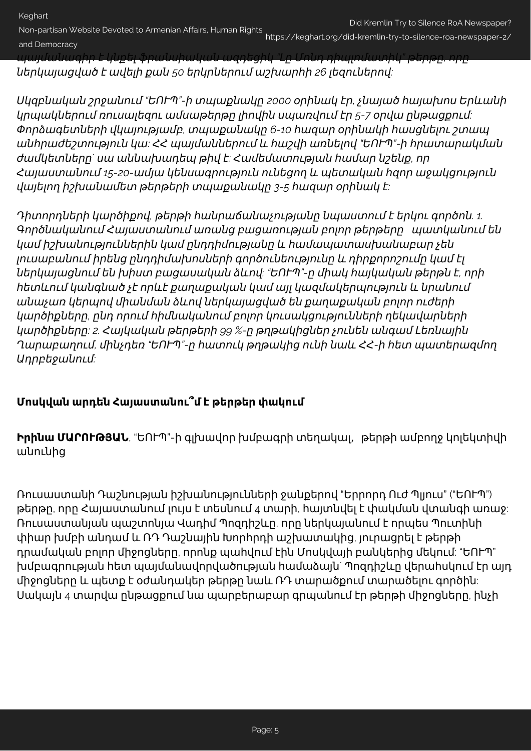*պայմանագիր է կնքել ֆրանսիական ազդեցիկ "Լը Մոնդ դիպլոմատիկ" թերթը, որը ներկայացված է ավելի քան 50 երկրներում աշխարհի 26 լեզուներով:*

*Սկզբնական շրջանում "ԵՈՒՊ"-ի տպաքնակը 2000 օրինակ էր, չնայած հայախոս Երևանի կրպակներում ռուսալեզու ամսաթերթը լիովին սպառվում էր 5-7 օրվա ընթացքում: Փորձագետների վկայությամբ, տպաքանակը 6-10 հազար օրինակի հասցնելու շտապ անհրաժեշտություն կա: ՀՀ պայմաններում և հաշվի առնելով "ԵՈՒՊ"-ի հրատարակման ժամկետները՝ սա աննախադեպ թիվ է: Համեմատության համար նշենք, որ Հայաստանում 15-20-ամյա կենսագրություն ունեցող և պետական հզոր աջակցություն վայելող իշխանամետ թերթերի տպաքանակը 3-5 հազար օրինակ է:*

*Դիտորդների կարծիքով, թերթի հանրաճանաչությանը նպաստում է երկու գործոն. 1. Գործնականում Հայաստանում առանց բացառության բոլոր թերթերը պատկանում են կամ իշխանություններին կամ ընդդիմությանը և համապատասխանաբար չեն լուսաբանում իրենց ընդդիմախոսների գործունեությունը և դիրքորոշումը կամ էլ ներկայացնում են խիստ բացասական ձևով: "ԵՈՒՊ"-ը միակ հայկական թերթն է, որի հետևում կանգնած չէ որևէ քաղաքական կամ այլ կազմակերպություն և նրանում անաչառ կերպով միանման ձևով ներկայացված են քաղաքական բոլոր ուժերի կարծիքները, ընդ որում հիմնականում բոլոր կուսակցությունների ղեկավարների կարծիքները: 2. Հայկական թերթերի 99 %-ը թղթակիցներ չունեն անգամ Լեռնային Ղարաբաղում, մինչդեռ "ԵՈՒՊ"-ը հատուկ թղթակից ունի նաև ՀՀ-ի հետ պատերազմող Ադրբեջանում:*

**Մոսկվան արդեն Հայաստանու՞մ է թերթեր փակում**

**Իրինա ՄԱՐՈՒԹՅԱՆ**, "ԵՈՒՊ"-ի գլխավոր խմբագրի տեղակալ, թերթի ամբողջ կոլեկտիվի անունից

Ռուսաստանի Դաշնության իշխանությունների ջանքերով "Երրորդ Ուժ Պլյուս" ("ԵՈՒՊ") թերթը, որը Հայաստանում լույս է տեսնում 4 տարի, հայտնվել է փակման վտանգի առաջ: Ռուսաստանյան պաշտոնյա Վադիմ Պոզդիշևը, որը ներկայանում է որպես Պուտինի փիար խմբի անդամ և ՌԴ Դաշնային Խորհրդի աշխատակից, յուրացրել է թերթի դրամական բոլոր միջոցները, որոնք պահվում էին Մոսկվայի բանկերից մեկում: "ԵՈՒՊ" խմբագրության հետ պայմանավորվածության համաձայն՝ Պոզդիշևը վերահսկում էր այդ միջոցները և պետք է օժանդակեր թերթը նաև ՌԴ տարածքում տարածելու գործին: Սակայն 4 տարվա ընթացքում նա պարբերաբար գրպանում էր թերթի միջոցները, ինչի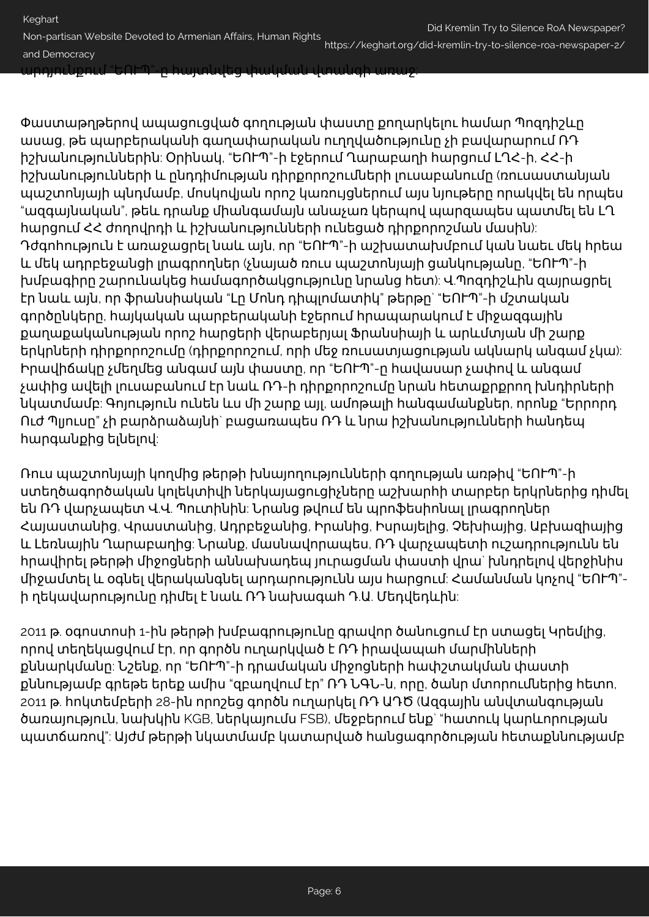արդյունքում "ԵՈՒՊ"-ը հայտնվեց փակման վտանգի առաջ:

Փաստաթղթերով ապացուցված գողության փաստը քողարկելու համար Պոզդիշևը ասաց, թե պարբերականի գաղափարական ուղղվածությունը չի բավարարում ՌԴ իշխանություններին: Օրինակ, "ԵՈՒՊ"-ի էջերում Ղարաբաղի հարցում ԼՂՀ-ի, ՀՀ-ի իշխանությունների և ընդդիմության դիրքորոշումների լուսաբանումը (ռուսաստանյան պաշտոնյայի պնդմամբ, մոսկովյան որոշ կառույցներում այս նյութերը որակվել են որպես "ազգայնական", թեև դրանք միանգամայն անաչառ կերպով պարզապես պատմել են ԼՂ հարցում ՀՀ ժողովրդի և իշխանությունների ունեցած դիրքորոշման մասին): Դժգոհություն է առաջացրել նաև այն, որ "ԵՈՒՊ"-ի աշխատախմբում կան նաեւ մեկ իրեա և մեկ ադրբեջանցի լրագրողներ (չնայած ռուս պաշտոնյայի ցանկությանը, "ԵՈՒՊ"-ի խմբագիրը շարունակեց համագործակցությունը նրանց հետ): Վ.Պոզդիշևին զայրացրել էր նաև այն, որ ֆրանսիական "Լը Մոնդ դիպլոմատիկ" թերթը՝ "ԵՈՒՊ"-ի մշտական գործընկերը, հայկական պարբերականի էջերում հրապարակում է միջազգային քաղաքականության որոշ հարցերի վերաբերյալ Ֆրանսիայի և արևմտյան մի շարք երկրների դիրքորոշումը (դիրքորոշում, որի մեջ ռուսատյացության ակնարկ անգամ չկա): Իրավիճակը չմեղմեց անգամ այն փաստը, որ "ԵՈՒՊ"-ը հավասար չափով և անգամ չափից ավելի լուսաբանում էր նաև ՌԴ-ի դիրքորոշումը նրան հետաքրքրող խնդիրների նկատմամբ: Գոյություն ունեն ևս մի շարք այլ, ամոթալի հանգամանքներ, որոնք "Երրորդ Ուժ Պլյուսը" չի բարձրաձայնի՝ բացառապես ՌԴ և նրա իշխանությունների հանդեպ հարգանքից ելնելով:

Ռուս պաշտոնյայի կողմից թերթի խնայողությունների գողության առթիվ "ԵՈՒՊ"-ի ստեղծագործական կոլեկտիվի ներկայացուցիչները աշխարհի տարբեր երկրներից դիմել են ՌԴ վարչապետ Վ.Վ. Պուտինին: Նրանց թվում են պրոֆեսիոնալ լրագրողներ Հայաստանից, Վրաստանից, Ադրբեջանից, Իրանից, Իսրայելից, Չեխիայից, Աբխազիայից և Լեռնային Ղարաբաղից: Նրանք, մասնավորապես, ՌԴ վարչապետի ուշադրությունն են հրավիրել թերթի միջոցների աննախադեպ յուրացման փաստի վրա՝ խնդրելով վերջինիս միջամտել և օգնել վերականգնել արդարությունն այս հարցում: Համանման կոչով "ԵՈՒՊ"-ի ղեկավարությունը դիմել է նաև ՌԴ նախագահ Դ.Ա. Մեդվեդևին:

2011 թ. օգոստոսի 1-ին թերթի խմբագրությունը գրավոր ծանուցում էր ստացել Կրեմլից, որով տեղեկացվում էր, որ գործն ուղարկված է ՌԴ իրավապահ մարմինների քննարկմանը: Նշենք, որ "ԵՈՒՊ"-ի դրամական միջոցների հափշտակման փաստի քննությամբ գրեթե երեք ամիս "զբաղվում էր" ՌԴ ՆԳՆ-ն, որը, ծանր մտորումներից հետո, 2011 թ. հոկտեմբերի 28-ին որոշեց գործն ուղարկել ՌԴ ԱԴԾ (Ազգային անվտանգության ծառայություն, նախկին KGB, ներկայումս FSB), մեջբերում ենք՝ "հատուկ կարևորության պատճառով": Այժմ թերթի նկատմամբ կատարված հանցագործության հետաքննությամբ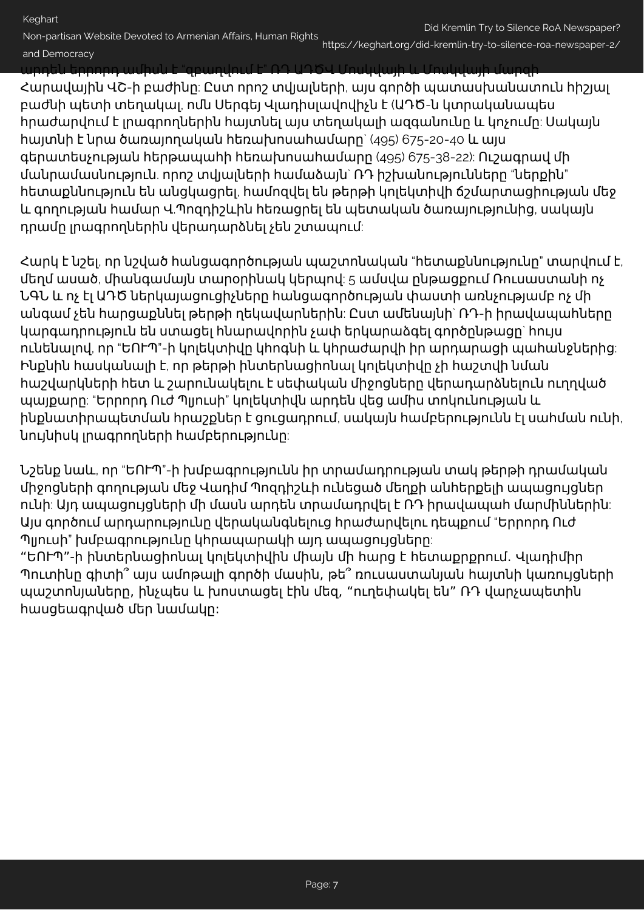արդեն երրորդ ամիսն է "զբաղվում է" ՌԴ ԱԴԾՎ Մոսկվայի և Մոսկվայի մարզի Հարավային ՎԾ-ի բաժինը: Ըստ որոշ տվյալների, այս գործի պատասխանատուն հիշյալ բաժնի պետի տեղակալ, ոմն Սերգեյ Վլադիսլավովիչն է (ԱԴԾ-ն կտրականապես հրաժարվում է լրագրողներին հայտնել այս տեղակալի ազգանունը և կոչումը: Սակայն հայտնի է նրա ծառայողական հեռախոսահամարը՝ (495) 675-20-40 և այս գերատեսչության հերթապահի հեռախոսահամարը (495) 675-38-22): Ուշագրավ մի մանրամասնություն. որոշ տվյալների համաձայն՝ ՌԴ իշխանությունները "ներքին" հետաքննություն են անցկացրել, համոզվել են թերթի կոլեկտիվի ճշմարտացիության մեջ և գողության համար Վ.Պոզդիշևին հեռացրել են պետական ծառայությունից, սակայն դրամը լրագրողներին վերադարձնել չեն շտապում:

Հարկ է նշել, որ նշված հանցագործության պաշտոնական "հետաքննությունը" տարվում է, մեղմ ասած, միանգամայն տարօրինակ կերպով: 5 ամսվա ընթացքում Ռուսաստանի ոչ ՆԳՆ և ոչ էլ ԱԴԾ ներկայացուցիչները հանցագործության փաստի առնչությամբ ոչ մի անգամ չեն հարցաքննել թերթի ղեկավարներին: Ըստ ամենայնի՝ ՌԴ-ի իրավապահները կարգադրություն են ստացել հնարավորին չափ երկարաձգել գործընթացը՝ հույս ունենալով, որ "ԵՈՒՊ"-ի կոլեկտիվը կհոգնի և կհրաժարվի իր արդարացի պահանջներից: Ինքնին հասկանալի է, որ թերթի ինտերնացիոնալ կոլեկտիվը չի հաշտվի նման հաշվարկների հետ և շարունակելու է սեփական միջոցները վերադարձնելուն ուղղված պայքարը: "Երրորդ Ուժ Պլյուսի" կոլեկտիվն արդեն վեց ամիս տոկունության և ինքնատիրապետման հրաշքներ է ցուցադրում, սակայն համբերությունն էլ սահման ունի, նույնիսկ լրագրողների համբերությունը:

Նշենք նաև, որ "ԵՈՒՊ"-ի խմբագրությունն իր տրամադրության տակ թերթի դրամական միջոցների գողության մեջ Վադիմ Պոզդիշևի ունեցած մեղքի անհերքելի ապացույցներ ունի: Այդ ապացույցների մի մասն արդեն տրամադրվել է ՌԴ իրավապահ մարմիններին: Այս գործում արդարությունը վերականգնելուց հրաժարվելու դեպքում "Երրորդ Ուժ Պլյուսի" խմբագրությունը կհրապարակի այդ ապացույցները:

"ԵՈՒՊ"-ի ինտերնացիոնալ կոլեկտիվին միայն մի հարց է հետաքրքրում. Վլադիմիր Պուտինը գիտի՞ այս ամոթալի գործի մասին, թե՞ ռուսաստանյան հայտնի կառույցների պաշտոնյաները, ինչպես և խոստացել էին մեզ, "ուղեփակել են" ՌԴ վարչապետին հասցեագրված մեր նամակը: